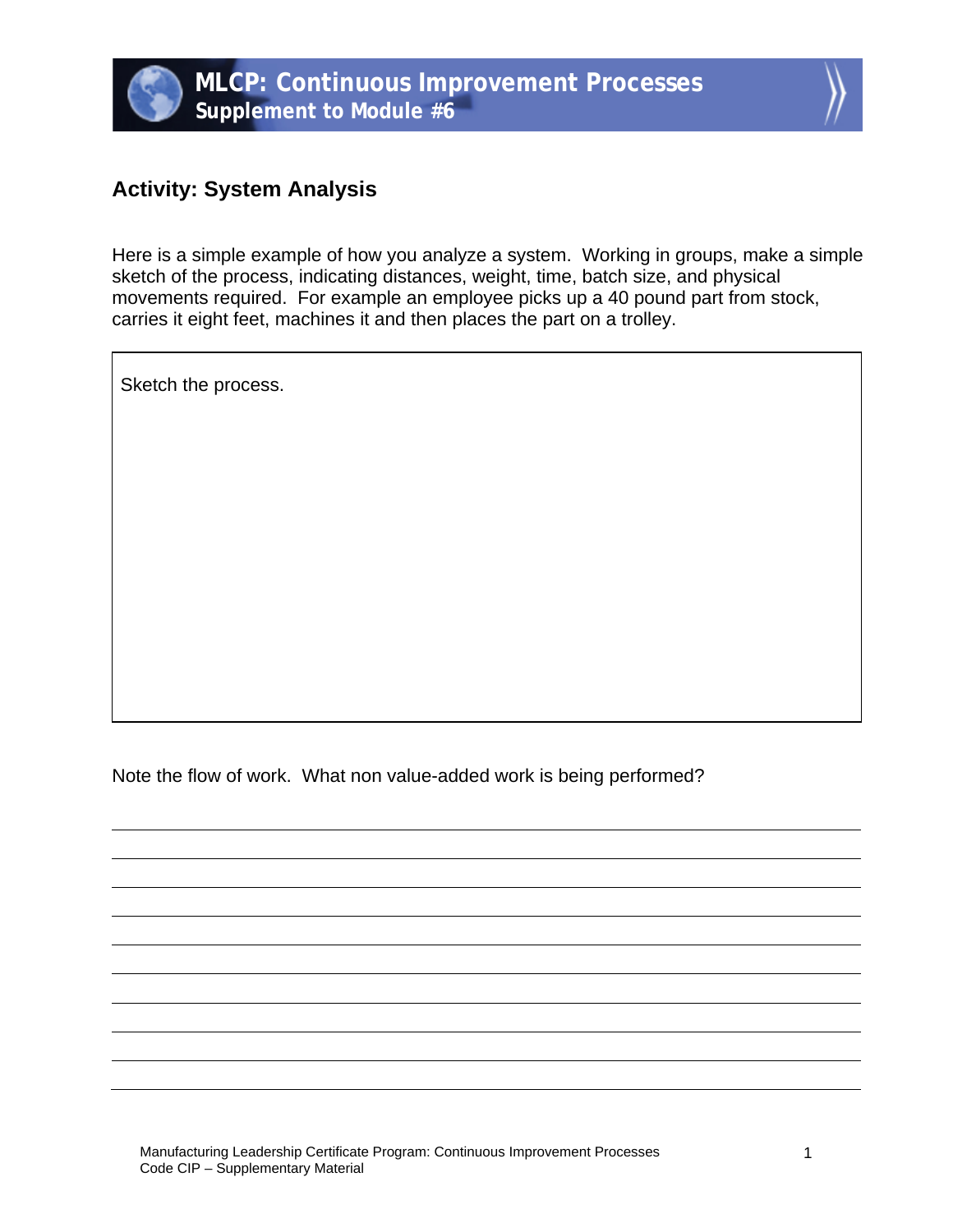# MLCP: Continuous Improvement Processes
## Supplement to Module #6

### Activity: System Analysis

Here is a simple example of how you analyze a system. Working in groups, make a simple sketch of the process, indicating distances, weight, time, batch size, and physical movements required. For example an employee picks up a 40 pound part from stock, carries it eight feet, machines it and then places the part on a trolley.

| Sketch the process. |
|---|
| |

Note the flow of work. What non value-added work is being performed?

______________________________________________________________________

______________________________________________________________________

______________________________________________________________________

______________________________________________________________________

______________________________________________________________________

______________________________________________________________________

______________________________________________________________________

______________________________________________________________________

______________________________________________________________________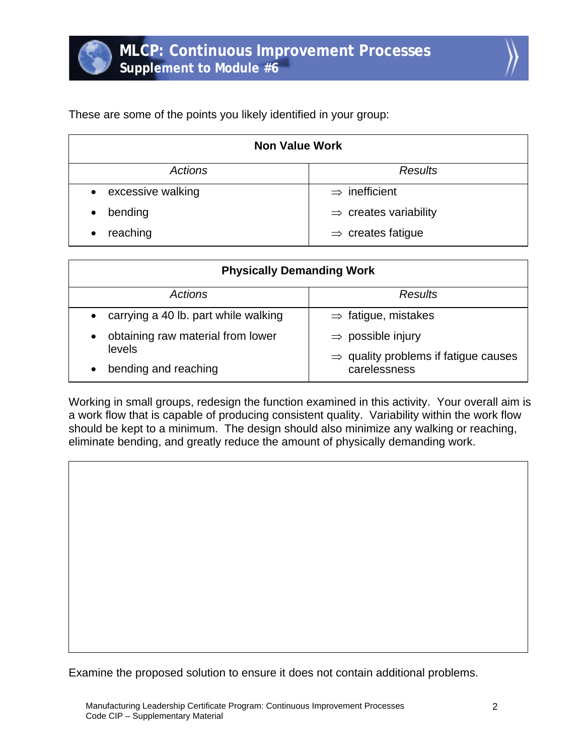# MLCP: Continuous Improvement Processes
## Supplement to Module #6

These are some of the points you likely identified in your group:

| Non Value Work | |
|---|---|
| *Actions* | *Results* |
| • excessive walking | ⇒ inefficient |
| • bending | ⇒ creates variability |
| • reaching | ⇒ creates fatigue |

| Physically Demanding Work | |
|---|---|
| *Actions* | *Results* |
| • carrying a 40 lb. part while walking | ⇒ fatigue, mistakes |
| • obtaining raw material from lower levels | ⇒ possible injury |
| • bending and reaching | ⇒ quality problems if fatigue causes carelessness |

Working in small groups, redesign the function examined in this activity. Your overall aim is a work flow that is capable of producing consistent quality. Variability within the work flow should be kept to a minimum. The design should also minimize any walking or reaching, eliminate bending, and greatly reduce the amount of physically demanding work.

Examine the proposed solution to ensure it does not contain additional problems.